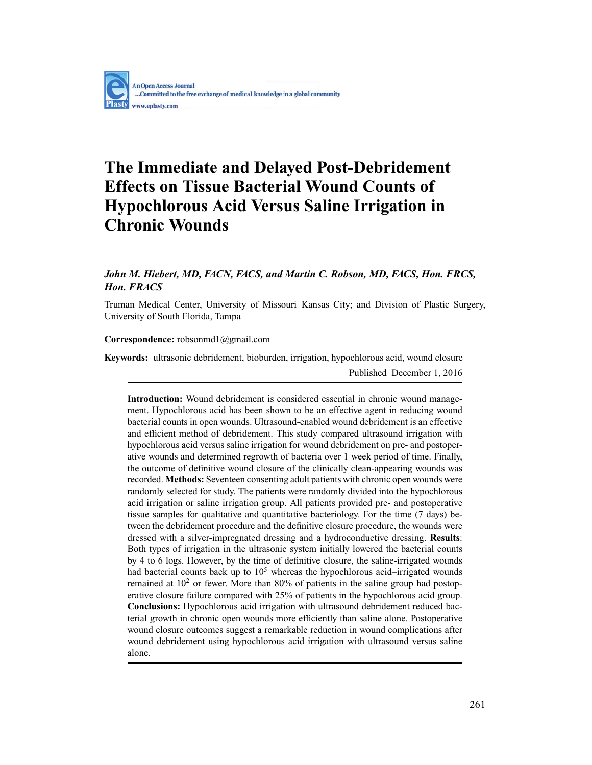An Open Access Journal
...Committed to the free exchange of medical knowledge in a global community
www.eplasty.com

# The Immediate and Delayed Post-Debridement Effects on Tissue Bacterial Wound Counts of Hypochlorous Acid Versus Saline Irrigation in Chronic Wounds

***John M. Hiebert, MD, FACN, FACS, and Martin C. Robson, MD, FACS, Hon. FRCS, Hon. FRACS***

Truman Medical Center, University of Missouri–Kansas City; and Division of Plastic Surgery, University of South Florida, Tampa

**Correspondence:** robsonmd1@gmail.com

**Keywords:** ultrasonic debridement, bioburden, irrigation, hypochlorous acid, wound closure

Published December 1, 2016

---

**Introduction:** Wound debridement is considered essential in chronic wound management. Hypochlorous acid has been shown to be an effective agent in reducing wound bacterial counts in open wounds. Ultrasound-enabled wound debridement is an effective and efficient method of debridement. This study compared ultrasound irrigation with hypochlorous acid versus saline irrigation for wound debridement on pre- and postoperative wounds and determined regrowth of bacteria over 1 week period of time. Finally, the outcome of definitive wound closure of the clinically clean-appearing wounds was recorded. **Methods:** Seventeen consenting adult patients with chronic open wounds were randomly selected for study. The patients were randomly divided into the hypochlorous acid irrigation or saline irrigation group. All patients provided pre- and postoperative tissue samples for qualitative and quantitative bacteriology. For the time (7 days) between the debridement procedure and the definitive closure procedure, the wounds were dressed with a silver-impregnated dressing and a hydroconductive dressing. **Results**: Both types of irrigation in the ultrasonic system initially lowered the bacterial counts by 4 to 6 logs. However, by the time of definitive closure, the saline-irrigated wounds had bacterial counts back up to $10^5$ whereas the hypochlorous acid–irrigated wounds remained at $10^2$ or fewer. More than 80% of patients in the saline group had postoperative closure failure compared with 25% of patients in the hypochlorous acid group. **Conclusions:** Hypochlorous acid irrigation with ultrasound debridement reduced bacterial growth in chronic open wounds more efficiently than saline alone. Postoperative wound closure outcomes suggest a remarkable reduction in wound complications after wound debridement using hypochlorous acid irrigation with ultrasound versus saline alone.

---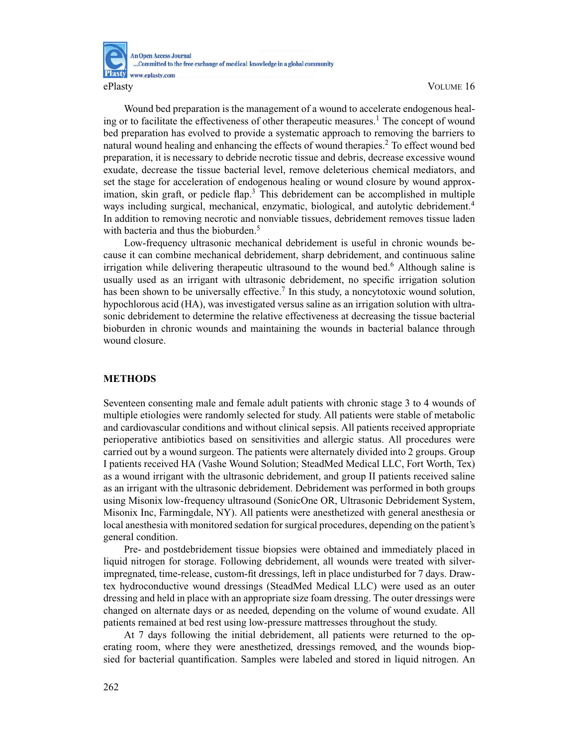Wound bed preparation is the management of a wound to accelerate endogenous healing or to facilitate the effectiveness of other therapeutic measures.[1] The concept of wound bed preparation has evolved to provide a systematic approach to removing the barriers to natural wound healing and enhancing the effects of wound therapies.[2] To effect wound bed preparation, it is necessary to debride necrotic tissue and debris, decrease excessive wound exudate, decrease the tissue bacterial level, remove deleterious chemical mediators, and set the stage for acceleration of endogenous healing or wound closure by wound approximation, skin graft, or pedicle flap.[3] This debridement can be accomplished in multiple ways including surgical, mechanical, enzymatic, biological, and autolytic debridement.[4] In addition to removing necrotic and nonviable tissues, debridement removes tissue laden with bacteria and thus the bioburden.[5]

Low-frequency ultrasonic mechanical debridement is useful in chronic wounds because it can combine mechanical debridement, sharp debridement, and continuous saline irrigation while delivering therapeutic ultrasound to the wound bed.[6] Although saline is usually used as an irrigant with ultrasonic debridement, no specific irrigation solution has been shown to be universally effective.[7] In this study, a noncytotoxic wound solution, hypochlorous acid (HA), was investigated versus saline as an irrigation solution with ultrasonic debridement to determine the relative effectiveness at decreasing the tissue bacterial bioburden in chronic wounds and maintaining the wounds in bacterial balance through wound closure.

## METHODS

Seventeen consenting male and female adult patients with chronic stage 3 to 4 wounds of multiple etiologies were randomly selected for study. All patients were stable of metabolic and cardiovascular conditions and without clinical sepsis. All patients received appropriate perioperative antibiotics based on sensitivities and allergic status. All procedures were carried out by a wound surgeon. The patients were alternately divided into 2 groups. Group I patients received HA (Vashe Wound Solution; SteadMed Medical LLC, Fort Worth, Tex) as a wound irrigant with the ultrasonic debridement, and group II patients received saline as an irrigant with the ultrasonic debridement. Debridement was performed in both groups using Misonix low-frequency ultrasound (SonicOne OR, Ultrasonic Debridement System, Misonix Inc, Farmingdale, NY). All patients were anesthetized with general anesthesia or local anesthesia with monitored sedation for surgical procedures, depending on the patient's general condition.

Pre- and postdebridement tissue biopsies were obtained and immediately placed in liquid nitrogen for storage. Following debridement, all wounds were treated with silver-impregnated, time-release, custom-fit dressings, left in place undisturbed for 7 days. Drawtex hydroconductive wound dressings (SteadMed Medical LLC) were used as an outer dressing and held in place with an appropriate size foam dressing. The outer dressings were changed on alternate days or as needed, depending on the volume of wound exudate. All patients remained at bed rest using low-pressure mattresses throughout the study.

At 7 days following the initial debridement, all patients were returned to the operating room, where they were anesthetized, dressings removed, and the wounds biopsied for bacterial quantification. Samples were labeled and stored in liquid nitrogen. An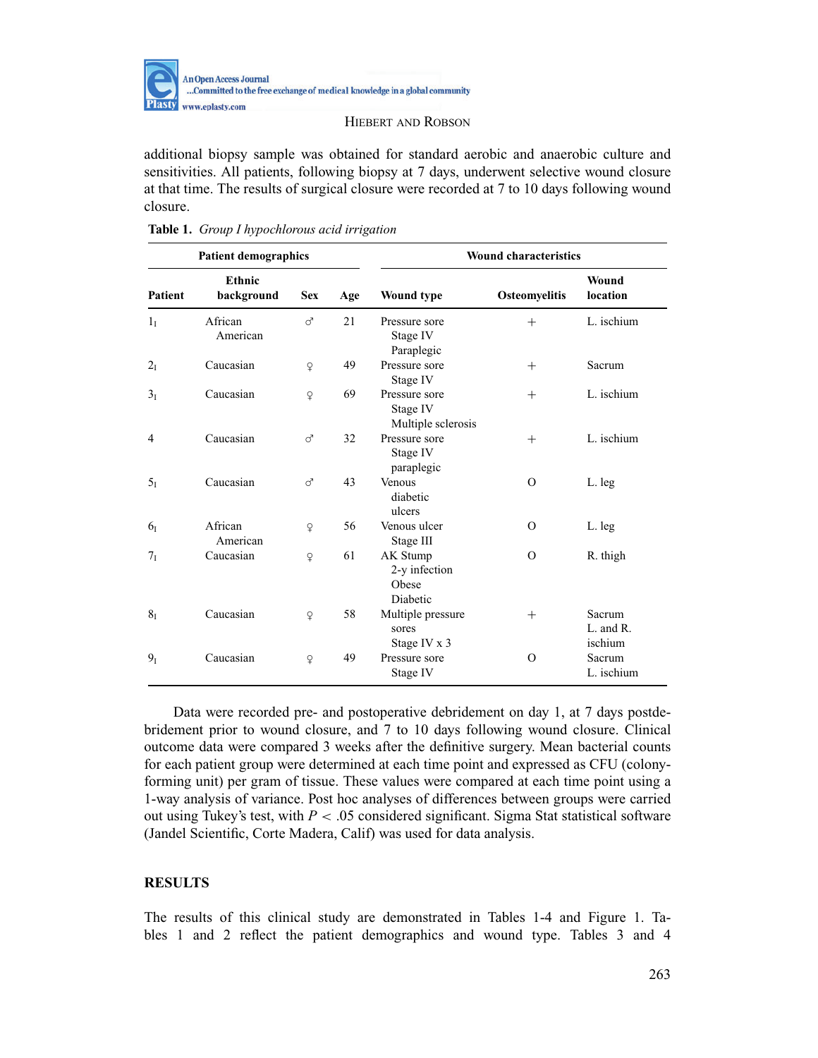additional biopsy sample was obtained for standard aerobic and anaerobic culture and sensitivities. All patients, following biopsy at 7 days, underwent selective wound closure at that time. The results of surgical closure were recorded at 7 to 10 days following wound closure.

**Table 1.** *Group I hypochlorous acid irrigation*

| Patient demographics | | | | Wound characteristics | | |
|---|---|---|---|---|---|---|
| **Patient** | **Ethnic background** | **Sex** | **Age** | **Wound type** | **Osteomyelitis** | **Wound location** |
| $1_I$ | African American | ♂ | 21 | Pressure sore Stage IV Paraplegic | + | L. ischium |
| $2_I$ | Caucasian | ♀ | 49 | Pressure sore Stage IV | + | Sacrum |
| $3_I$ | Caucasian | ♀ | 69 | Pressure sore Stage IV Multiple sclerosis | + | L. ischium |
| 4 | Caucasian | ♂ | 32 | Pressure sore Stage IV paraplegic | + | L. ischium |
| $5_I$ | Caucasian | ♂ | 43 | Venous diabetic ulcers | O | L. leg |
| $6_I$ | African American | ♀ | 56 | Venous ulcer Stage III | O | L. leg |
| $7_I$ | Caucasian | ♀ | 61 | AK Stump 2-y infection Obese Diabetic | O | R. thigh |
| $8_I$ | Caucasian | ♀ | 58 | Multiple pressure sores Stage IV x 3 | + | Sacrum L. and R. ischium |
| $9_I$ | Caucasian | ♀ | 49 | Pressure sore Stage IV | O | Sacrum L. ischium |

Data were recorded pre- and postoperative debridement on day 1, at 7 days postdebridement prior to wound closure, and 7 to 10 days following wound closure. Clinical outcome data were compared 3 weeks after the definitive surgery. Mean bacterial counts for each patient group were determined at each time point and expressed as CFU (colony-forming unit) per gram of tissue. These values were compared at each time point using a 1-way analysis of variance. Post hoc analyses of differences between groups were carried out using Tukey's test, with $P < .05$ considered significant. Sigma Stat statistical software (Jandel Scientific, Corte Madera, Calif) was used for data analysis.

## RESULTS

The results of this clinical study are demonstrated in Tables 1-4 and Figure 1. Tables 1 and 2 reflect the patient demographics and wound type. Tables 3 and 4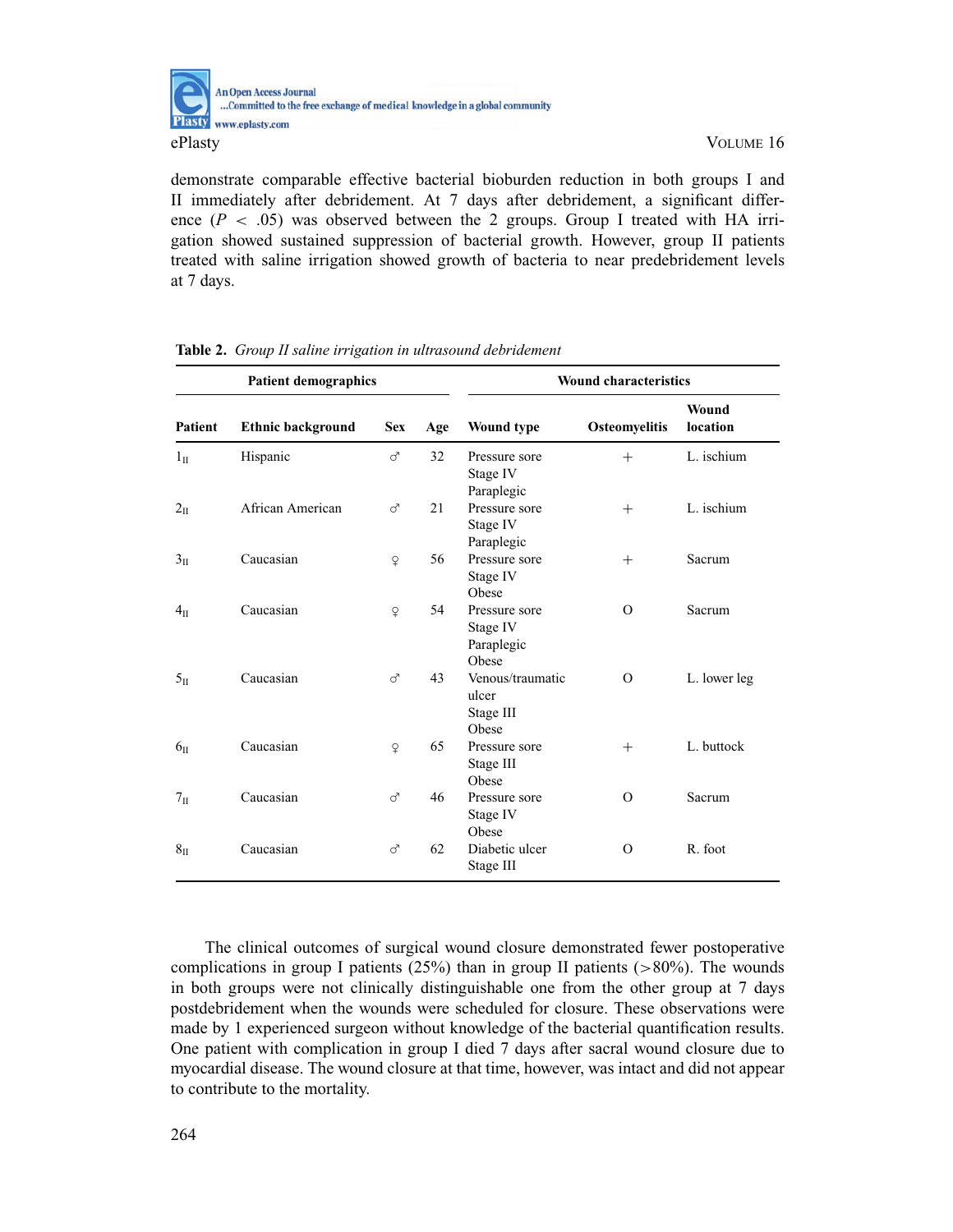demonstrate comparable effective bacterial bioburden reduction in both groups I and II immediately after debridement. At 7 days after debridement, a significant difference ($P < .05$) was observed between the 2 groups. Group I treated with HA irrigation showed sustained suppression of bacterial growth. However, group II patients treated with saline irrigation showed growth of bacteria to near predebridement levels at 7 days.

**Table 2.** *Group II saline irrigation in ultrasound debridement*

| Patient demographics | | | | Wound characteristics | | |
|---|---|---|---|---|---|---|
| Patient | Ethnic background | Sex | Age | Wound type | Osteomyelitis | Wound location |
| $1_{II}$ | Hispanic | ♂ | 32 | Pressure sore Stage IV Paraplegic | + | L. ischium |
| $2_{II}$ | African American | ♂ | 21 | Pressure sore Stage IV Paraplegic | + | L. ischium |
| $3_{II}$ | Caucasian | ♀ | 56 | Pressure sore Stage IV Obese | + | Sacrum |
| $4_{II}$ | Caucasian | ♀ | 54 | Pressure sore Stage IV Paraplegic Obese | O | Sacrum |
| $5_{II}$ | Caucasian | ♂ | 43 | Venous/traumatic ulcer Stage III Obese | O | L. lower leg |
| $6_{II}$ | Caucasian | ♀ | 65 | Pressure sore Stage III Obese | + | L. buttock |
| $7_{II}$ | Caucasian | ♂ | 46 | Pressure sore Stage IV Obese | O | Sacrum |
| $8_{II}$ | Caucasian | ♂ | 62 | Diabetic ulcer Stage III | O | R. foot |

The clinical outcomes of surgical wound closure demonstrated fewer postoperative complications in group I patients (25%) than in group II patients (>80%). The wounds in both groups were not clinically distinguishable one from the other group at 7 days postdebridement when the wounds were scheduled for closure. These observations were made by 1 experienced surgeon without knowledge of the bacterial quantification results. One patient with complication in group I died 7 days after sacral wound closure due to myocardial disease. The wound closure at that time, however, was intact and did not appear to contribute to the mortality.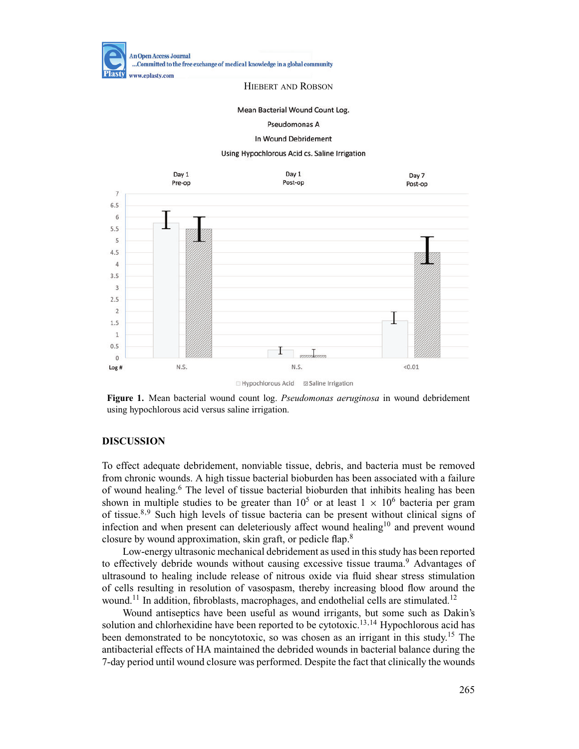Mean Bacterial Wound Count Log.

Pseudomonas A

In Wound Debridement

Using Hypochlorous Acid cs. Saline Irrigation

Day 1
Pre-op

Day 1
Post-op

Day 7
Post-op

7
6.5
6
5.5
5
4.5
4
3.5
3
2.5
2
1.5
1
0.5
0
Log #

N.S.

N.S.

<0.01

Hypochlorous Acid

Saline Irrigation

**Figure 1.** Mean bacterial wound count log. *Pseudomonas aeruginosa* in wound debridement using hypochlorous acid versus saline irrigation.

## DISCUSSION

To effect adequate debridement, nonviable tissue, debris, and bacteria must be removed from chronic wounds. A high tissue bacterial bioburden has been associated with a failure of wound healing.[6] The level of tissue bacterial bioburden that inhibits healing has been shown in multiple studies to be greater than $10^5$ or at least $1 \times 10^6$ bacteria per gram of tissue.[8,9] Such high levels of tissue bacteria can be present without clinical signs of infection and when present can deleteriously affect wound healing[10] and prevent wound closure by wound approximation, skin graft, or pedicle flap.[8]

Low-energy ultrasonic mechanical debridement as used in this study has been reported to effectively debride wounds without causing excessive tissue trauma.[9] Advantages of ultrasound to healing include release of nitrous oxide via fluid shear stress stimulation of cells resulting in resolution of vasospasm, thereby increasing blood flow around the wound.[11] In addition, fibroblasts, macrophages, and endothelial cells are stimulated.[12]

Wound antiseptics have been useful as wound irrigants, but some such as Dakin's solution and chlorhexidine have been reported to be cytotoxic.[13,14] Hypochlorous acid has been demonstrated to be noncytotoxic, so was chosen as an irrigant in this study.[15] The antibacterial effects of HA maintained the debrided wounds in bacterial balance during the 7-day period until wound closure was performed. Despite the fact that clinically the wounds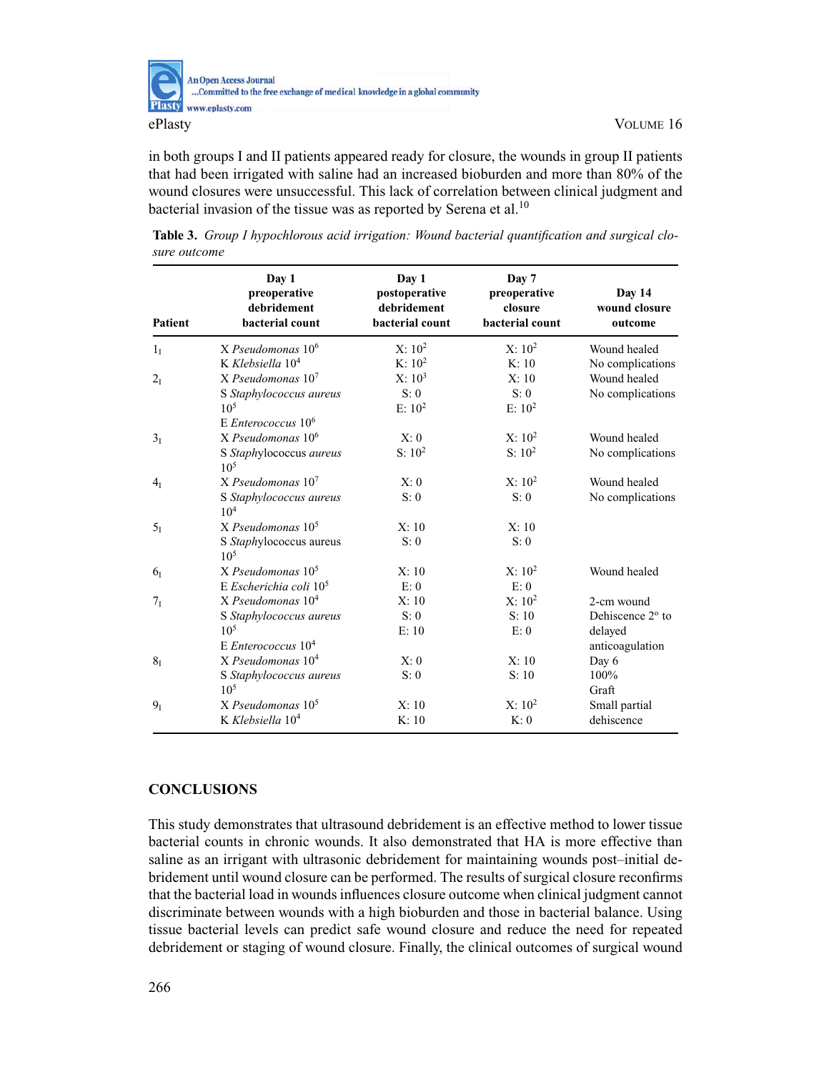in both groups I and II patients appeared ready for closure, the wounds in group II patients that had been irrigated with saline had an increased bioburden and more than 80% of the wound closures were unsuccessful. This lack of correlation between clinical judgment and bacterial invasion of the tissue was as reported by Serena et al.[10]

**Table 3.** *Group I hypochlorous acid irrigation: Wound bacterial quantification and surgical closure outcome*

| Patient | Day 1 preoperative debridement bacterial count | Day 1 postoperative debridement bacterial count | Day 7 preoperative closure bacterial count | Day 14 wound closure outcome |
|---|---|---|---|---|
| $1_I$ | X *Pseudomonas* $10^6$<br>K *Klebsiella* $10^4$ | X: $10^2$<br>K: $10^2$ | X: $10^2$<br>K: 10 | Wound healed<br>No complications |
| $2_I$ | X *Pseudomonas* $10^7$<br>S *Staphyloccocus aureus* $10^5$<br>E *Enterococcus* $10^6$ | X: $10^3$<br>S: 0<br>E: $10^2$ | X: 10<br>S: 0<br>E: $10^2$ | Wound healed<br>No complications |
| $3_I$ | X *Pseudomonas* $10^6$<br>S *Staphyloccocus aureus* $10^5$ | X: 0<br>S: $10^2$ | X: $10^2$<br>S: $10^2$ | Wound healed<br>No complications |
| $4_I$ | X *Pseudomonas* $10^7$<br>S *Staphyloccocus aureus* $10^4$ | X: 0<br>S: 0 | X: $10^2$<br>S: 0 | Wound healed<br>No complications |
| $5_I$ | X *Pseudomonas* $10^5$<br>S *Staph*ylococcus aureus $10^5$ | X: 10<br>S: 0 | X: 10<br>S: 0 | |
| $6_I$ | X *Pseudomonas* $10^5$<br>E *Escherichia coli* $10^5$ | X: 10<br>E: 0 | X: $10^2$<br>E: 0 | Wound healed |
| $7_I$ | X *Pseudomonas* $10^4$<br>S *Staphyloccocus aureus* $10^5$<br>E *Enterococcus* $10^4$ | X: 10<br>S: 0<br>E: 10 | X: $10^2$<br>S: 10<br>E: 0 | 2-cm wound<br>Dehiscence 2° to delayed anticoagulation |
| $8_I$ | X *Pseudomonas* $10^4$<br>S *Staphyloccocus aureus* $10^5$ | X: 0<br>S: 0 | X: 10<br>S: 10 | Day 6<br>100%<br>Graft |
| $9_I$ | X *Pseudomonas* $10^5$<br>K *Klebsiella* $10^4$ | X: 10<br>K: 10 | X: $10^2$<br>K: 0 | Small partial dehiscence |

## CONCLUSIONS

This study demonstrates that ultrasound debridement is an effective method to lower tissue bacterial counts in chronic wounds. It also demonstrated that HA is more effective than saline as an irrigant with ultrasonic debridement for maintaining wounds post–initial debridement until wound closure can be performed. The results of surgical closure reconfirms that the bacterial load in wounds influences closure outcome when clinical judgment cannot discriminate between wounds with a high bioburden and those in bacterial balance. Using tissue bacterial levels can predict safe wound closure and reduce the need for repeated debridement or staging of wound closure. Finally, the clinical outcomes of surgical wound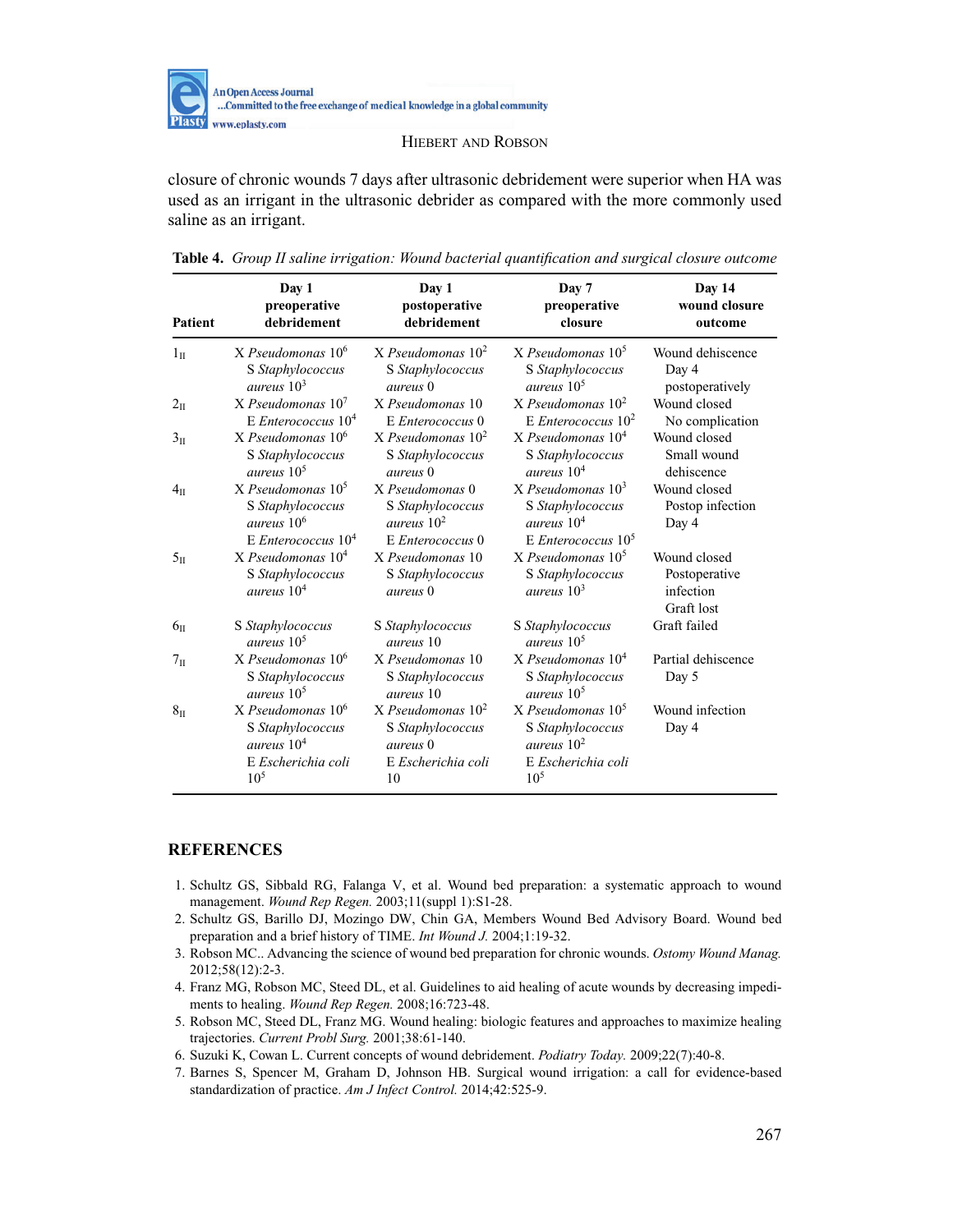closure of chronic wounds 7 days after ultrasonic debridement were superior when HA was used as an irrigant in the ultrasonic debrider as compared with the more commonly used saline as an irrigant.

**Table 4.** *Group II saline irrigation: Wound bacterial quantification and surgical closure outcome*

| Patient | Day 1 preoperative debridement | Day 1 postoperative debridement | Day 7 preoperative closure | Day 14 wound closure outcome |
|---|---|---|---|---|
| $1_{II}$ | X *Pseudomonas* $10^6$<br>S *Staphylococcus aureus* $10^3$ | X *Pseudomonas* $10^2$<br>S *Staphylococcus aureus* 0 | X *Pseudomonas* $10^5$<br>S *Staphylococcus aureus* $10^5$ | Wound dehiscence Day 4 postoperatively |
| $2_{II}$ | X *Pseudomonas* $10^7$<br>E *Enterococcus* $10^4$ | X *Pseudomonas* 10<br>E *Enterococcus* 0 | X *Pseudomonas* $10^2$<br>E *Enterococcus* $10^2$ | Wound closed No complication |
| $3_{II}$ | X *Pseudomonas* $10^6$<br>S *Staphylococcus aureus* $10^5$ | X *Pseudomonas* $10^2$<br>S *Staphylococcus aureus* 0 | X *Pseudomonas* $10^4$<br>S *Staphylococcus aureus* $10^4$ | Wound closed Small wound dehiscence |
| $4_{II}$ | X *Pseudomonas* $10^5$<br>S *Staphylococcus aureus* $10^6$<br>E *Enterococcus* $10^4$ | X *Pseudomonas* 0<br>S *Staphylococcus aureus* $10^2$<br>E *Enterococcus* 0 | X *Pseudomonas* $10^3$<br>S *Staphylococcus aureus* $10^4$<br>E *Enterococcus* $10^5$ | Wound closed Postop infection Day 4 |
| $5_{II}$ | X *Pseudomonas* $10^4$<br>S *Staphylococcus aureus* $10^4$ | X *Pseudomonas* 10<br>S *Staphylococcus aureus* 0 | X *Pseudomonas* $10^5$<br>S *Staphylococcus aureus* $10^3$ | Wound closed Postoperative infection Graft lost |
| $6_{II}$ | S *Staphylococcus aureus* $10^5$ | S *Staphylococcus aureus* 10 | S *Staphylococcus aureus* $10^5$ | Graft failed |
| $7_{II}$ | X *Pseudomonas* $10^6$<br>S *Staphylococcus aureus* $10^5$ | X *Pseudomonas* 10<br>S *Staphylococcus aureus* 10 | X *Pseudomonas* $10^4$<br>S *Staphylococcus aureus* $10^5$ | Partial dehiscence Day 5 |
| $8_{II}$ | X *Pseudomonas* $10^6$<br>S *Staphylococcus aureus* $10^4$<br>E *Escherichia coli* $10^5$ | X *Pseudomonas* $10^2$<br>S *Staphylococcus aureus* 0<br>E *Escherichia coli* 10 | X *Pseudomonas* $10^5$<br>S *Staphylococcus aureus* $10^2$<br>E *Escherichia coli* $10^5$ | Wound infection Day 4 |

## REFERENCES

1. Schultz GS, Sibbald RG, Falanga V, et al. Wound bed preparation: a systematic approach to wound management. *Wound Rep Regen.* 2003;11(suppl 1):S1-28.
2. Schultz GS, Barillo DJ, Mozingo DW, Chin GA, Members Wound Bed Advisory Board. Wound bed preparation and a brief history of TIME. *Int Wound J.* 2004;1:19-32.
3. Robson MC.. Advancing the science of wound bed preparation for chronic wounds. *Ostomy Wound Manag.* 2012;58(12):2-3.
4. Franz MG, Robson MC, Steed DL, et al. Guidelines to aid healing of acute wounds by decreasing impediments to healing. *Wound Rep Regen.* 2008;16:723-48.
5. Robson MC, Steed DL, Franz MG. Wound healing: biologic features and approaches to maximize healing trajectories. *Current Probl Surg.* 2001;38:61-140.
6. Suzuki K, Cowan L. Current concepts of wound debridement. *Podiatry Today.* 2009;22(7):40-8.
7. Barnes S, Spencer M, Graham D, Johnson HB. Surgical wound irrigation: a call for evidence-based standardization of practice. *Am J Infect Control.* 2014;42:525-9.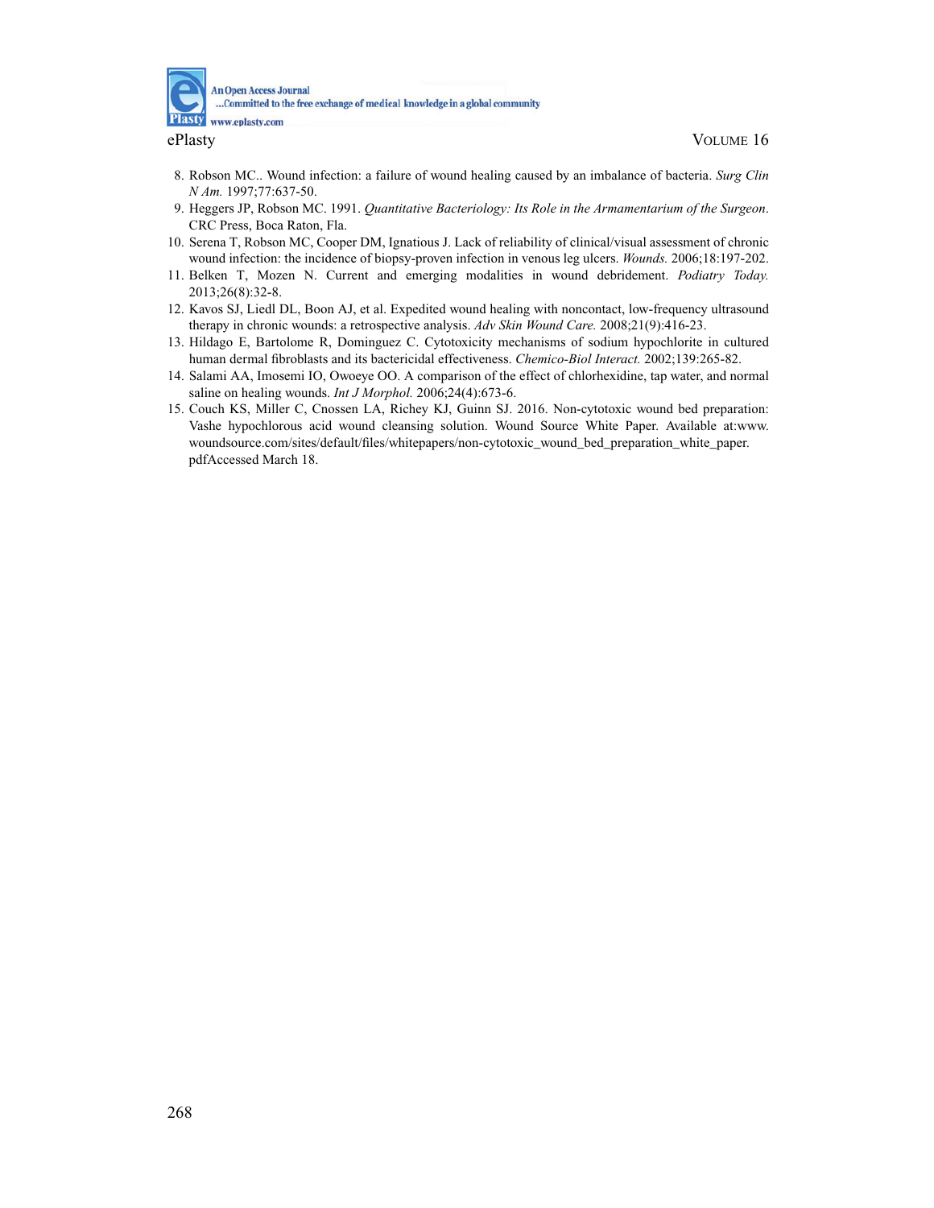8. Robson MC.. Wound infection: a failure of wound healing caused by an imbalance of bacteria. *Surg Clin N Am.* 1997;77:637-50.
9. Heggers JP, Robson MC. 1991. *Quantitative Bacteriology: Its Role in the Armamentarium of the Surgeon*. CRC Press, Boca Raton, Fla.
10. Serena T, Robson MC, Cooper DM, Ignatious J. Lack of reliability of clinical/visual assessment of chronic wound infection: the incidence of biopsy-proven infection in venous leg ulcers. *Wounds.* 2006;18:197-202.
11. Belken T, Mozen N. Current and emerging modalities in wound debridement. *Podiatry Today.* 2013;26(8):32-8.
12. Kavos SJ, Liedl DL, Boon AJ, et al. Expedited wound healing with noncontact, low-frequency ultrasound therapy in chronic wounds: a retrospective analysis. *Adv Skin Wound Care.* 2008;21(9):416-23.
13. Hildago E, Bartolome R, Dominguez C. Cytotoxicity mechanisms of sodium hypochlorite in cultured human dermal fibroblasts and its bactericidal effectiveness. *Chemico-Biol Interact.* 2002;139:265-82.
14. Salami AA, Imosemi IO, Owoeye OO. A comparison of the effect of chlorhexidine, tap water, and normal saline on healing wounds. *Int J Morphol.* 2006;24(4):673-6.
15. Couch KS, Miller C, Cnossen LA, Richey KJ, Guinn SJ. 2016. Non-cytotoxic wound bed preparation: Vashe hypochlorous acid wound cleansing solution. Wound Source White Paper. Available at:www.woundsource.com/sites/default/files/whitepapers/non-cytotoxic_wound_bed_preparation_white_paper.pdfAccessed March 18.